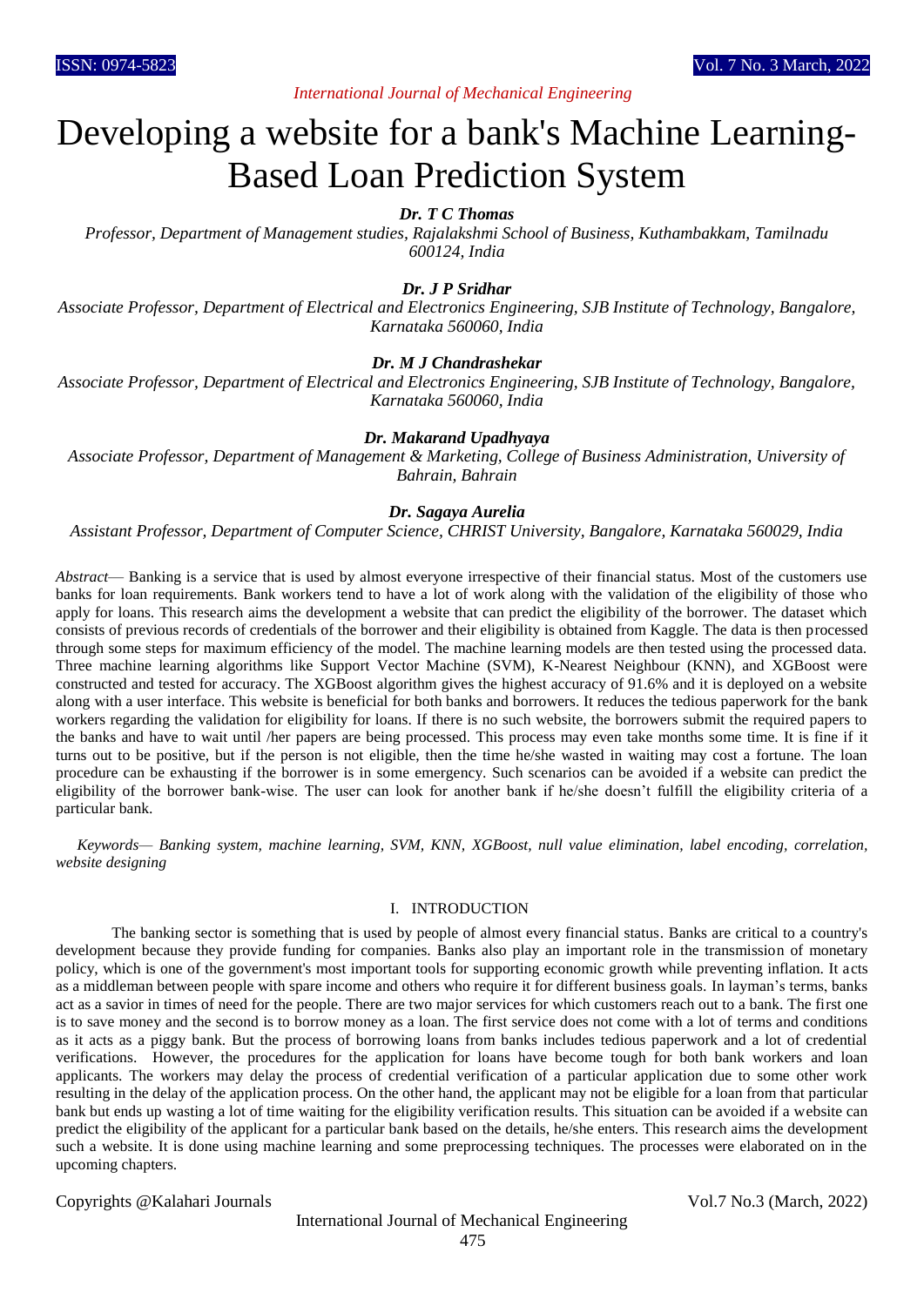# Developing a website for a bank's Machine Learning-Based Loan Prediction System

***Dr. T C Thomas***

*Professor, Department of Management studies, Rajalakshmi School of Business, Kuthambakkam, Tamilnadu 600124, India*

***Dr. J P Sridhar***

*Associate Professor, Department of Electrical and Electronics Engineering, SJB Institute of Technology, Bangalore, Karnataka 560060, India*

***Dr. M J Chandrashekar***

*Associate Professor, Department of Electrical and Electronics Engineering, SJB Institute of Technology, Bangalore, Karnataka 560060, India*

***Dr. Makarand Upadhyaya***

*Associate Professor, Department of Management & Marketing, College of Business Administration, University of Bahrain, Bahrain*

***Dr. Sagaya Aurelia***

*Assistant Professor, Department of Computer Science, CHRIST University, Bangalore, Karnataka 560029, India*

*Abstract*— Banking is a service that is used by almost everyone irrespective of their financial status. Most of the customers use banks for loan requirements. Bank workers tend to have a lot of work along with the validation of the eligibility of those who apply for loans. This research aims the development a website that can predict the eligibility of the borrower. The dataset which consists of previous records of credentials of the borrower and their eligibility is obtained from Kaggle. The data is then processed through some steps for maximum efficiency of the model. The machine learning models are then tested using the processed data. Three machine learning algorithms like Support Vector Machine (SVM), K-Nearest Neighbour (KNN), and XGBoost were constructed and tested for accuracy. The XGBoost algorithm gives the highest accuracy of 91.6% and it is deployed on a website along with a user interface. This website is beneficial for both banks and borrowers. It reduces the tedious paperwork for the bank workers regarding the validation for eligibility for loans. If there is no such website, the borrowers submit the required papers to the banks and have to wait until /her papers are being processed. This process may even take months some time. It is fine if it turns out to be positive, but if the person is not eligible, then the time he/she wasted in waiting may cost a fortune. The loan procedure can be exhausting if the borrower is in some emergency. Such scenarios can be avoided if a website can predict the eligibility of the borrower bank-wise. The user can look for another bank if he/she doesn't fulfill the eligibility criteria of a particular bank.

*Keywords— Banking system, machine learning, SVM, KNN, XGBoost, null value elimination, label encoding, correlation, website designing*

## I. INTRODUCTION

The banking sector is something that is used by people of almost every financial status. Banks are critical to a country's development because they provide funding for companies. Banks also play an important role in the transmission of monetary policy, which is one of the government's most important tools for supporting economic growth while preventing inflation. It acts as a middleman between people with spare income and others who require it for different business goals. In layman's terms, banks act as a savior in times of need for the people. There are two major services for which customers reach out to a bank. The first one is to save money and the second is to borrow money as a loan. The first service does not come with a lot of terms and conditions as it acts as a piggy bank. But the process of borrowing loans from banks includes tedious paperwork and a lot of credential verifications. However, the procedures for the application for loans have become tough for both bank workers and loan applicants. The workers may delay the process of credential verification of a particular application due to some other work resulting in the delay of the application process. On the other hand, the applicant may not be eligible for a loan from that particular bank but ends up wasting a lot of time waiting for the eligibility verification results. This situation can be avoided if a website can predict the eligibility of the applicant for a particular bank based on the details, he/she enters. This research aims the development such a website. It is done using machine learning and some preprocessing techniques. The processes were elaborated on in the upcoming chapters.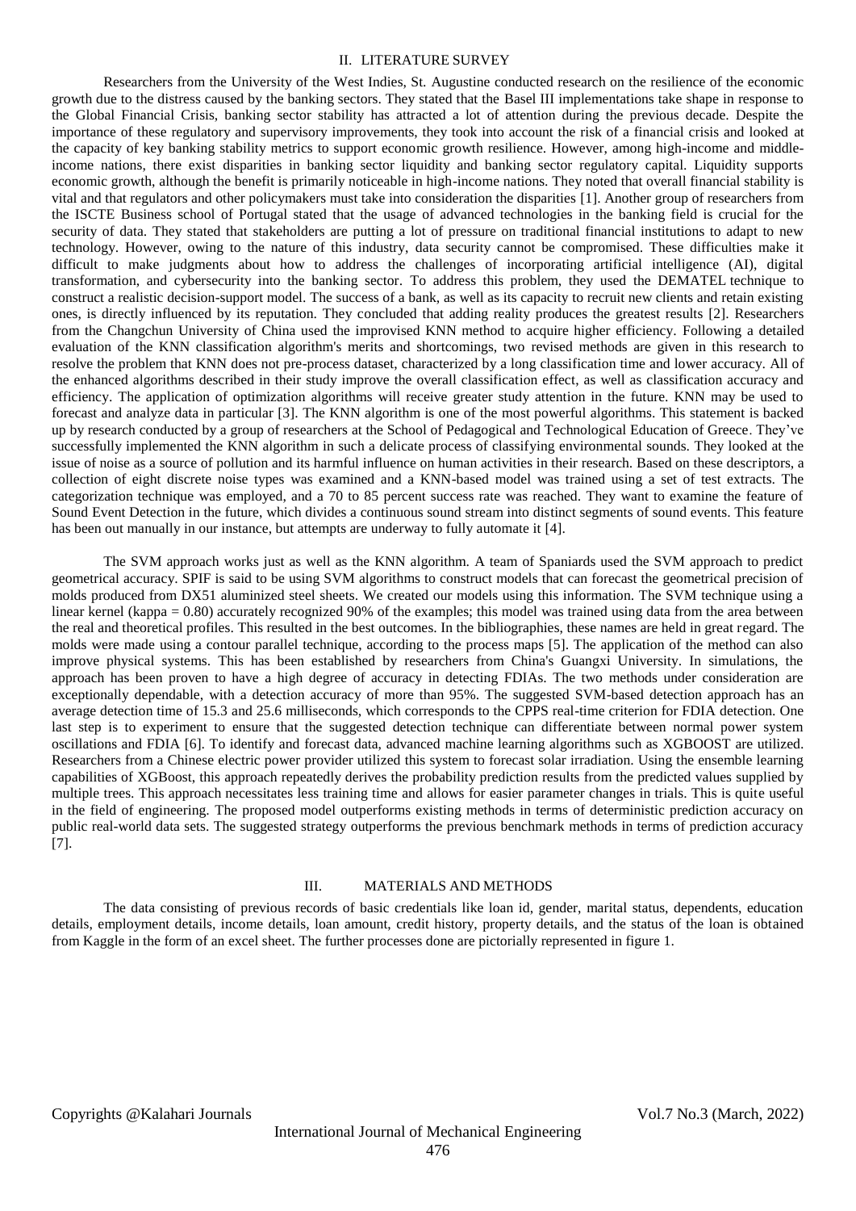## II. LITERATURE SURVEY

Researchers from the University of the West Indies, St. Augustine conducted research on the resilience of the economic growth due to the distress caused by the banking sectors. They stated that the Basel III implementations take shape in response to the Global Financial Crisis, banking sector stability has attracted a lot of attention during the previous decade. Despite the importance of these regulatory and supervisory improvements, they took into account the risk of a financial crisis and looked at the capacity of key banking stability metrics to support economic growth resilience. However, among high-income and middle-income nations, there exist disparities in banking sector liquidity and banking sector regulatory capital. Liquidity supports economic growth, although the benefit is primarily noticeable in high-income nations. They noted that overall financial stability is vital and that regulators and other policymakers must take into consideration the disparities [1]. Another group of researchers from the ISCTE Business school of Portugal stated that the usage of advanced technologies in the banking field is crucial for the security of data. They stated that stakeholders are putting a lot of pressure on traditional financial institutions to adapt to new technology. However, owing to the nature of this industry, data security cannot be compromised. These difficulties make it difficult to make judgments about how to address the challenges of incorporating artificial intelligence (AI), digital transformation, and cybersecurity into the banking sector. To address this problem, they used the DEMATEL technique to construct a realistic decision-support model. The success of a bank, as well as its capacity to recruit new clients and retain existing ones, is directly influenced by its reputation. They concluded that adding reality produces the greatest results [2]. Researchers from the Changchun University of China used the improvised KNN method to acquire higher efficiency. Following a detailed evaluation of the KNN classification algorithm's merits and shortcomings, two revised methods are given in this research to resolve the problem that KNN does not pre-process dataset, characterized by a long classification time and lower accuracy. All of the enhanced algorithms described in their study improve the overall classification effect, as well as classification accuracy and efficiency. The application of optimization algorithms will receive greater study attention in the future. KNN may be used to forecast and analyze data in particular [3]. The KNN algorithm is one of the most powerful algorithms. This statement is backed up by research conducted by a group of researchers at the School of Pedagogical and Technological Education of Greece. They've successfully implemented the KNN algorithm in such a delicate process of classifying environmental sounds. They looked at the issue of noise as a source of pollution and its harmful influence on human activities in their research. Based on these descriptors, a collection of eight discrete noise types was examined and a KNN-based model was trained using a set of test extracts. The categorization technique was employed, and a 70 to 85 percent success rate was reached. They want to examine the feature of Sound Event Detection in the future, which divides a continuous sound stream into distinct segments of sound events. This feature has been out manually in our instance, but attempts are underway to fully automate it [4].

The SVM approach works just as well as the KNN algorithm. A team of Spaniards used the SVM approach to predict geometrical accuracy. SPIF is said to be using SVM algorithms to construct models that can forecast the geometrical precision of molds produced from DX51 aluminized steel sheets. We created our models using this information. The SVM technique using a linear kernel (kappa = 0.80) accurately recognized 90% of the examples; this model was trained using data from the area between the real and theoretical profiles. This resulted in the best outcomes. In the bibliographies, these names are held in great regard. The molds were made using a contour parallel technique, according to the process maps [5]. The application of the method can also improve physical systems. This has been established by researchers from China's Guangxi University. In simulations, the approach has been proven to have a high degree of accuracy in detecting FDIAs. The two methods under consideration are exceptionally dependable, with a detection accuracy of more than 95%. The suggested SVM-based detection approach has an average detection time of 15.3 and 25.6 milliseconds, which corresponds to the CPPS real-time criterion for FDIA detection. One last step is to experiment to ensure that the suggested detection technique can differentiate between normal power system oscillations and FDIA [6]. To identify and forecast data, advanced machine learning algorithms such as XGBOOST are utilized. Researchers from a Chinese electric power provider utilized this system to forecast solar irradiation. Using the ensemble learning capabilities of XGBoost, this approach repeatedly derives the probability prediction results from the predicted values supplied by multiple trees. This approach necessitates less training time and allows for easier parameter changes in trials. This is quite useful in the field of engineering. The proposed model outperforms existing methods in terms of deterministic prediction accuracy on public real-world data sets. The suggested strategy outperforms the previous benchmark methods in terms of prediction accuracy [7].

## III. MATERIALS AND METHODS

The data consisting of previous records of basic credentials like loan id, gender, marital status, dependents, education details, employment details, income details, loan amount, credit history, property details, and the status of the loan is obtained from Kaggle in the form of an excel sheet. The further processes done are pictorially represented in figure 1.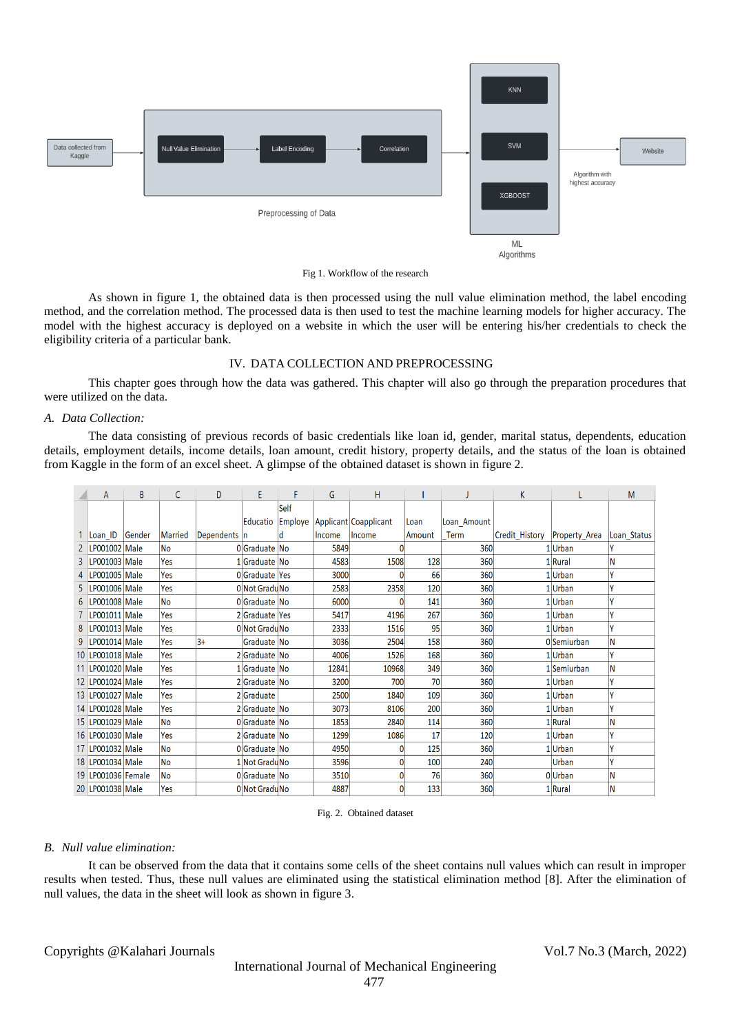Fig 1. Workflow of the research

As shown in figure 1, the obtained data is then processed using the null value elimination method, the label encoding method, and the correlation method. The processed data is then used to test the machine learning models for higher accuracy. The model with the highest accuracy is deployed on a website in which the user will be entering his/her credentials to check the eligibility criteria of a particular bank.

## IV. DATA COLLECTION AND PREPROCESSING

This chapter goes through how the data was gathered. This chapter will also go through the preparation procedures that were utilized on the data.

### *A. Data Collection:*

The data consisting of previous records of basic credentials like loan id, gender, marital status, dependents, education details, employment details, income details, loan amount, credit history, property details, and the status of the loan is obtained from Kaggle in the form of an excel sheet. A glimpse of the obtained dataset is shown in figure 2.

| Loan_ID | Gender | Married | Dependents | Education | Self Employed | Applicant Income | Coapplicant Income | Loan Amount | Loan_Amount_Term | Credit_History | Property_Area | Loan_Status |
|---|---|---|---|---|---|---|---|---|---|---|---|---|
| LP001002 | Male | No | 0 | Graduate | No | 5849 | 0 | | 360 | 1 | Urban | Y |
| LP001003 | Male | Yes | 1 | Graduate | No | 4583 | 1508 | 128 | 360 | 1 | Rural | N |
| LP001005 | Male | Yes | 0 | Graduate | Yes | 3000 | 0 | 66 | 360 | 1 | Urban | Y |
| LP001006 | Male | Yes | 0 | Not Gradu | No | 2583 | 2358 | 120 | 360 | 1 | Urban | Y |
| LP001008 | Male | No | 0 | Graduate | No | 6000 | 0 | 141 | 360 | 1 | Urban | Y |
| LP001011 | Male | Yes | 2 | Graduate | Yes | 5417 | 4196 | 267 | 360 | 1 | Urban | Y |
| LP001013 | Male | Yes | 0 | Not Gradu | No | 2333 | 1516 | 95 | 360 | 1 | Urban | Y |
| LP001014 | Male | Yes | 3+ | Graduate | No | 3036 | 2504 | 158 | 360 | 0 | Semiurban | N |
| LP001018 | Male | Yes | 2 | Graduate | No | 4006 | 1526 | 168 | 360 | 1 | Urban | Y |
| LP001020 | Male | Yes | 1 | Graduate | No | 12841 | 10968 | 349 | 360 | 1 | Semiurban | N |
| LP001024 | Male | Yes | 2 | Graduate | No | 3200 | 700 | 70 | 360 | 1 | Urban | Y |
| LP001027 | Male | Yes | 2 | Graduate | | 2500 | 1840 | 109 | 360 | 1 | Urban | Y |
| LP001028 | Male | Yes | 2 | Graduate | No | 3073 | 8106 | 200 | 360 | 1 | Urban | Y |
| LP001029 | Male | No | 0 | Graduate | No | 1853 | 2840 | 114 | 360 | 1 | Rural | N |
| LP001030 | Male | Yes | 2 | Graduate | No | 1299 | 1086 | 17 | 120 | 1 | Urban | Y |
| LP001032 | Male | No | 0 | Graduate | No | 4950 | 0 | 125 | 360 | 1 | Urban | Y |
| LP001034 | Male | No | 1 | Not Gradu | No | 3596 | 0 | 100 | 240 | | Urban | Y |
| LP001036 | Female | No | 0 | Graduate | No | 3510 | 0 | 76 | 360 | 0 | Urban | N |
| LP001038 | Male | Yes | 0 | Not Gradu | No | 4887 | 0 | 133 | 360 | 1 | Rural | N |

Fig. 2. Obtained dataset

### *B. Null value elimination:*

It can be observed from the data that it contains some cells of the sheet contains null values which can result in improper results when tested. Thus, these null values are eliminated using the statistical elimination method [8]. After the elimination of null values, the data in the sheet will look as shown in figure 3.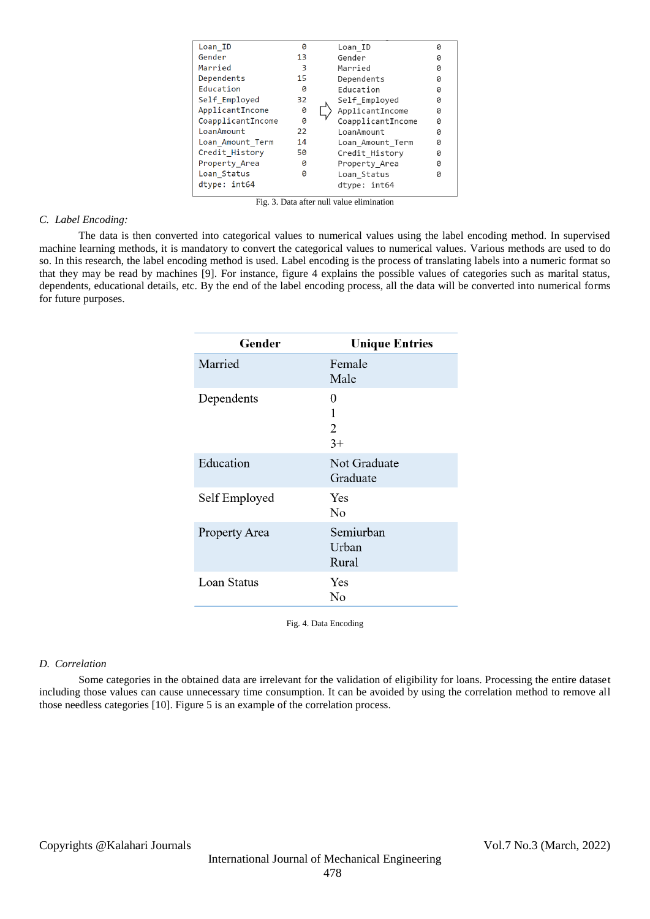| Loan_ID | 0 | | Loan_ID | 0 |
|---|---|---|---|---|
| Gender | 13 | | Gender | 0 |
| Married | 3 | | Married | 0 |
| Dependents | 15 | | Dependents | 0 |
| Education | 0 | | Education | 0 |
| Self_Employed | 32 | | Self_Employed | 0 |
| ApplicantIncome | 0 | ⇨ | ApplicantIncome | 0 |
| CoapplicantIncome | 0 | | CoapplicantIncome | 0 |
| LoanAmount | 22 | | LoanAmount | 0 |
| Loan_Amount_Term | 14 | | Loan_Amount_Term | 0 |
| Credit_History | 50 | | Credit_History | 0 |
| Property_Area | 0 | | Property_Area | 0 |
| Loan_Status | 0 | | Loan_Status | 0 |
| dtype: int64 | | | dtype: int64 | |

Fig. 3. Data after null value elimination

### *C. Label Encoding:*

The data is then converted into categorical values to numerical values using the label encoding method. In supervised machine learning methods, it is mandatory to convert the categorical values to numerical values. Various methods are used to do so. In this research, the label encoding method is used. Label encoding is the process of translating labels into a numeric format so that they may be read by machines [9]. For instance, figure 4 explains the possible values of categories such as marital status, dependents, educational details, etc. By the end of the label encoding process, all the data will be converted into numerical forms for future purposes.

| Gender | Unique Entries |
|---|---|
| Married | Female<br>Male |
| Dependents | 0<br>1<br>2<br>3+ |
| Education | Not Graduate<br>Graduate |
| Self Employed | Yes<br>No |
| Property Area | Semiurban<br>Urban<br>Rural |
| Loan Status | Yes<br>No |

Fig. 4. Data Encoding

### *D. Correlation*

Some categories in the obtained data are irrelevant for the validation of eligibility for loans. Processing the entire dataset including those values can cause unnecessary time consumption. It can be avoided by using the correlation method to remove all those needless categories [10]. Figure 5 is an example of the correlation process.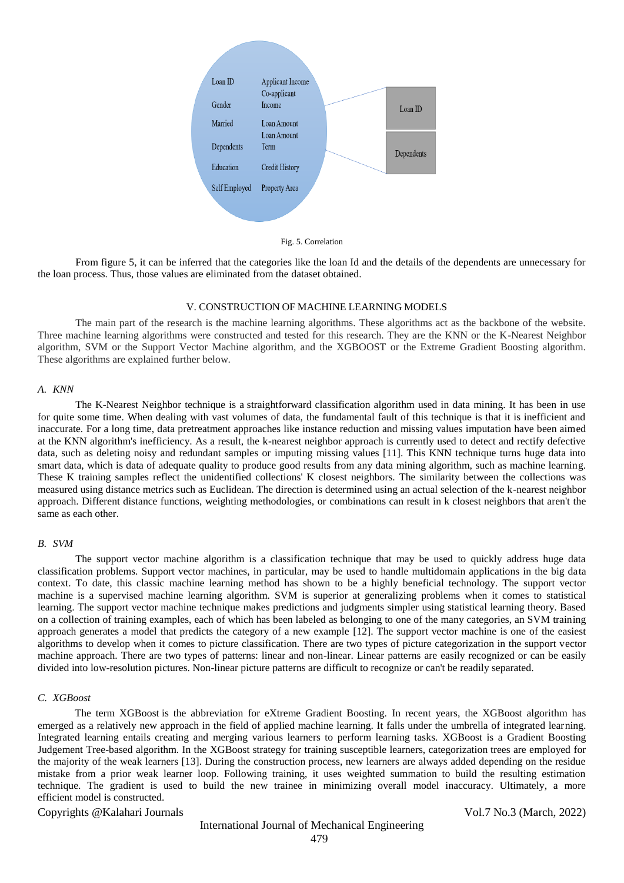Loan ID

Gender

Married

Dependents

Education

Self Employed

Applicant Income

Co-applicant Income

Loan Amount

Loan Amount Term

Credit History

Property Area

Loan ID

Dependents

Fig. 5. Correlation

From figure 5, it can be inferred that the categories like the loan Id and the details of the dependents are unnecessary for the loan process. Thus, those values are eliminated from the dataset obtained.

## V. CONSTRUCTION OF MACHINE LEARNING MODELS

The main part of the research is the machine learning algorithms. These algorithms act as the backbone of the website. Three machine learning algorithms were constructed and tested for this research. They are the KNN or the K-Nearest Neighbor algorithm, SVM or the Support Vector Machine algorithm, and the XGBOOST or the Extreme Gradient Boosting algorithm. These algorithms are explained further below.

### *A. KNN*

The K-Nearest Neighbor technique is a straightforward classification algorithm used in data mining. It has been in use for quite some time. When dealing with vast volumes of data, the fundamental fault of this technique is that it is inefficient and inaccurate. For a long time, data pretreatment approaches like instance reduction and missing values imputation have been aimed at the KNN algorithm's inefficiency. As a result, the k-nearest neighbor approach is currently used to detect and rectify defective data, such as deleting noisy and redundant samples or imputing missing values [11]. This KNN technique turns huge data into smart data, which is data of adequate quality to produce good results from any data mining algorithm, such as machine learning. These K training samples reflect the unidentified collections' K closest neighbors. The similarity between the collections was measured using distance metrics such as Euclidean. The direction is determined using an actual selection of the k-nearest neighbor approach. Different distance functions, weighting methodologies, or combinations can result in k closest neighbors that aren't the same as each other.

### *B. SVM*

The support vector machine algorithm is a classification technique that may be used to quickly address huge data classification problems. Support vector machines, in particular, may be used to handle multidomain applications in the big data context. To date, this classic machine learning method has shown to be a highly beneficial technology. The support vector machine is a supervised machine learning algorithm. SVM is superior at generalizing problems when it comes to statistical learning. The support vector machine technique makes predictions and judgments simpler using statistical learning theory. Based on a collection of training examples, each of which has been labeled as belonging to one of the many categories, an SVM training approach generates a model that predicts the category of a new example [12]. The support vector machine is one of the easiest algorithms to develop when it comes to picture classification. There are two types of picture categorization in the support vector machine approach. There are two types of patterns: linear and non-linear. Linear patterns are easily recognized or can be easily divided into low-resolution pictures. Non-linear picture patterns are difficult to recognize or can't be readily separated.

### *C. XGBoost*

The term XGBoost is the abbreviation for eXtreme Gradient Boosting. In recent years, the XGBoost algorithm has emerged as a relatively new approach in the field of applied machine learning. It falls under the umbrella of integrated learning. Integrated learning entails creating and merging various learners to perform learning tasks. XGBoost is a Gradient Boosting Judgement Tree-based algorithm. In the XGBoost strategy for training susceptible learners, categorization trees are employed for the majority of the weak learners [13]. During the construction process, new learners are always added depending on the residue mistake from a prior weak learner loop. Following training, it uses weighted summation to build the resulting estimation technique. The gradient is used to build the new trainee in minimizing overall model inaccuracy. Ultimately, a more efficient model is constructed.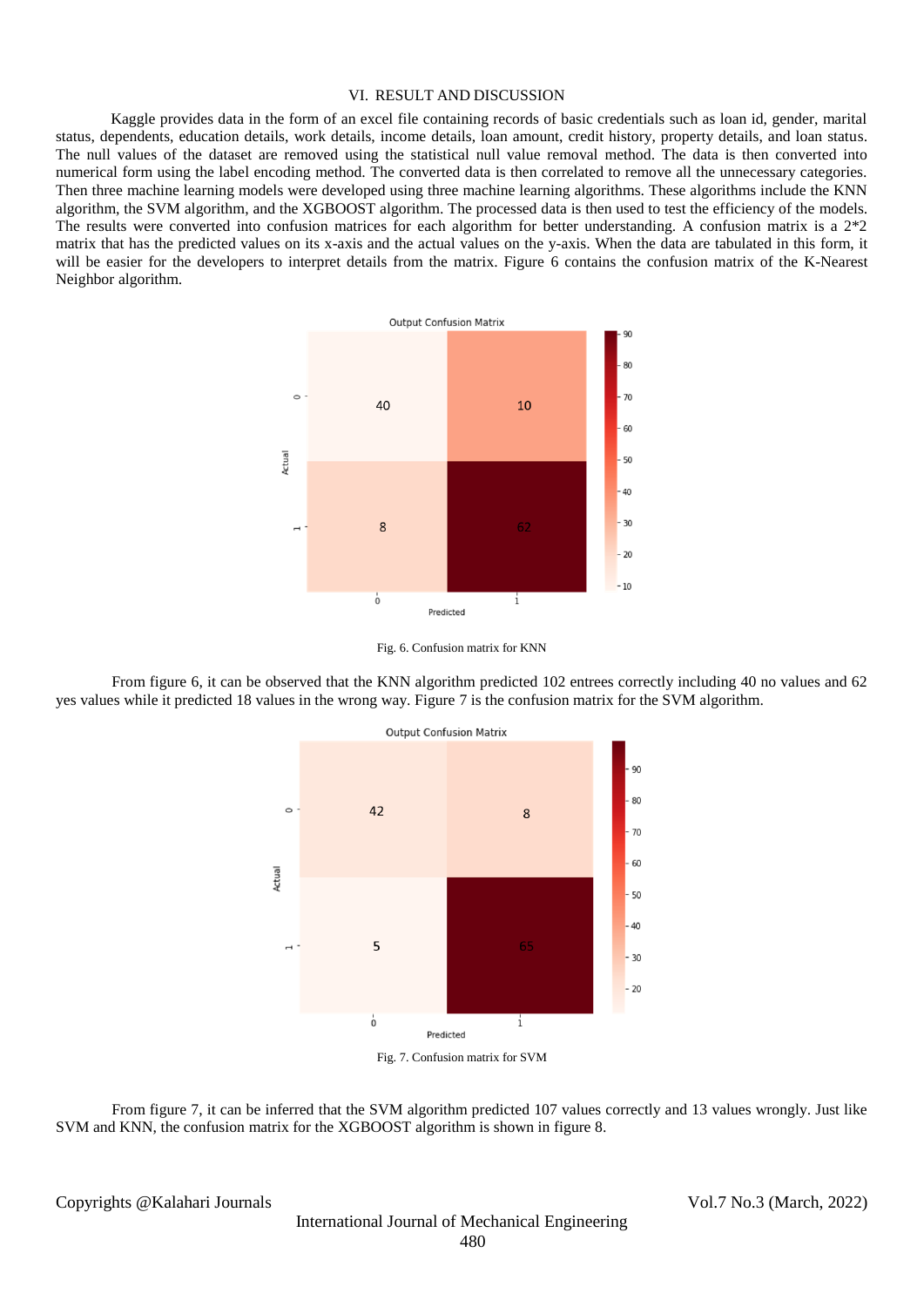## VI. RESULT AND DISCUSSION

Kaggle provides data in the form of an excel file containing records of basic credentials such as loan id, gender, marital status, dependents, education details, work details, income details, loan amount, credit history, property details, and loan status. The null values of the dataset are removed using the statistical null value removal method. The data is then converted into numerical form using the label encoding method. The converted data is then correlated to remove all the unnecessary categories. Then three machine learning models were developed using three machine learning algorithms. These algorithms include the KNN algorithm, the SVM algorithm, and the XGBOOST algorithm. The processed data is then used to test the efficiency of the models. The results were converted into confusion matrices for each algorithm for better understanding. A confusion matrix is a 2*2 matrix that has the predicted values on its x-axis and the actual values on the y-axis. When the data are tabulated in this form, it will be easier for the developers to interpret details from the matrix. Figure 6 contains the confusion matrix of the K-Nearest Neighbor algorithm.

Fig. 6. Confusion matrix for KNN

From figure 6, it can be observed that the KNN algorithm predicted 102 entrees correctly including 40 no values and 62 yes values while it predicted 18 values in the wrong way. Figure 7 is the confusion matrix for the SVM algorithm.

Fig. 7. Confusion matrix for SVM

From figure 7, it can be inferred that the SVM algorithm predicted 107 values correctly and 13 values wrongly. Just like SVM and KNN, the confusion matrix for the XGBOOST algorithm is shown in figure 8.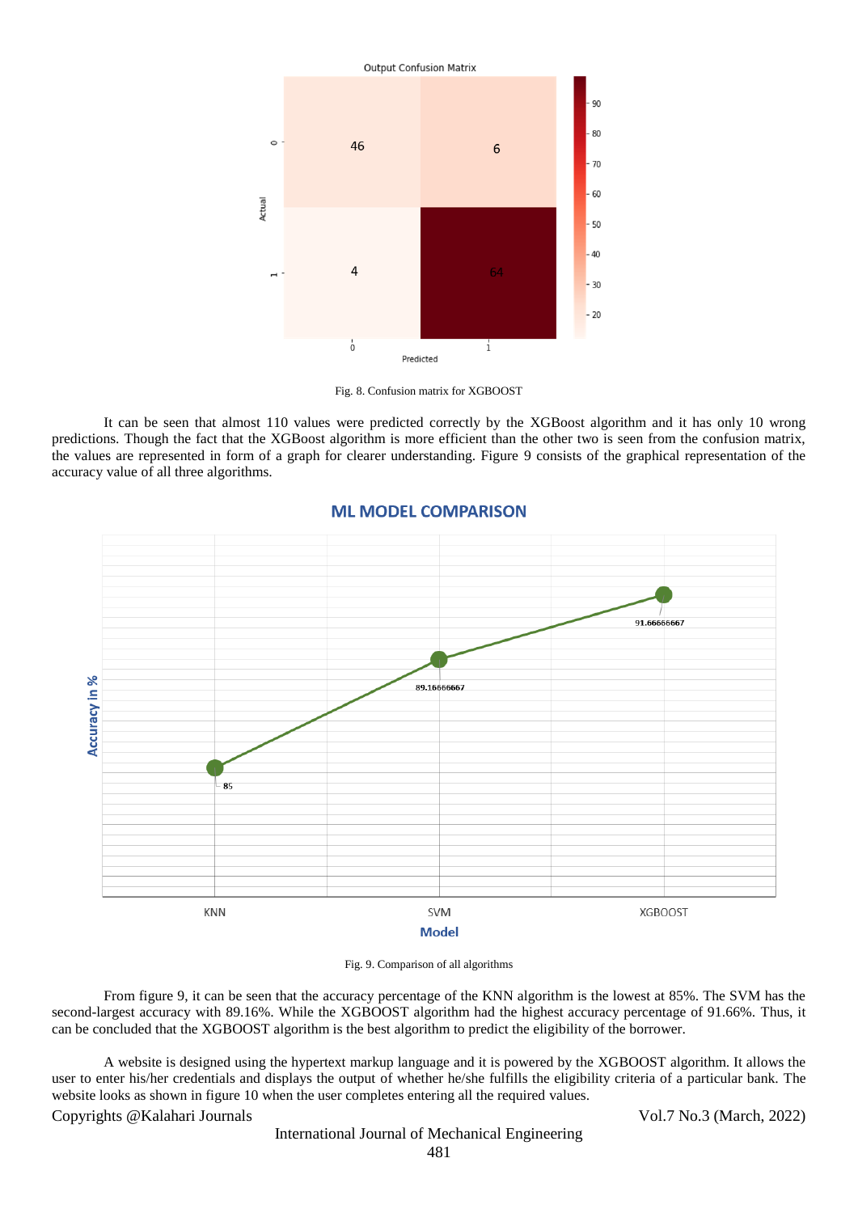Fig. 8. Confusion matrix for XGBOOST

It can be seen that almost 110 values were predicted correctly by the XGBoost algorithm and it has only 10 wrong predictions. Though the fact that the XGBoost algorithm is more efficient than the other two is seen from the confusion matrix, the values are represented in form of a graph for clearer understanding. Figure 9 consists of the graphical representation of the accuracy value of all three algorithms.

Fig. 9. Comparison of all algorithms

From figure 9, it can be seen that the accuracy percentage of the KNN algorithm is the lowest at 85%. The SVM has the second-largest accuracy with 89.16%. While the XGBOOST algorithm had the highest accuracy percentage of 91.66%. Thus, it can be concluded that the XGBOOST algorithm is the best algorithm to predict the eligibility of the borrower.

A website is designed using the hypertext markup language and it is powered by the XGBOOST algorithm. It allows the user to enter his/her credentials and displays the output of whether he/she fulfills the eligibility criteria of a particular bank. The website looks as shown in figure 10 when the user completes entering all the required values.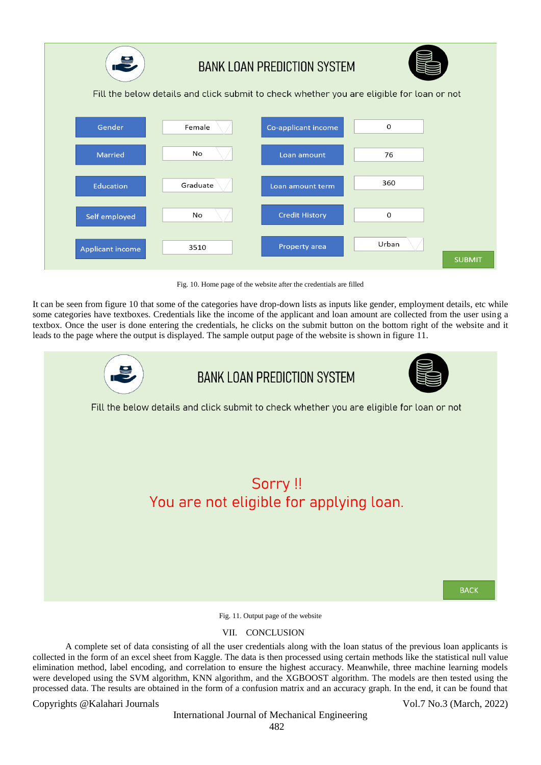Fig. 10. Home page of the website after the credentials are filled

It can be seen from figure 10 that some of the categories have drop-down lists as inputs like gender, employment details, etc while some categories have textboxes. Credentials like the income of the applicant and loan amount are collected from the user using a textbox. Once the user is done entering the credentials, he clicks on the submit button on the bottom right of the website and it leads to the page where the output is displayed. The sample output page of the website is shown in figure 11.

Fig. 11. Output page of the website

## VII. CONCLUSION

A complete set of data consisting of all the user credentials along with the loan status of the previous loan applicants is collected in the form of an excel sheet from Kaggle. The data is then processed using certain methods like the statistical null value elimination method, label encoding, and correlation to ensure the highest accuracy. Meanwhile, three machine learning models were developed using the SVM algorithm, KNN algorithm, and the XGBOOST algorithm. The models are then tested using the processed data. The results are obtained in the form of a confusion matrix and an accuracy graph. In the end, it can be found that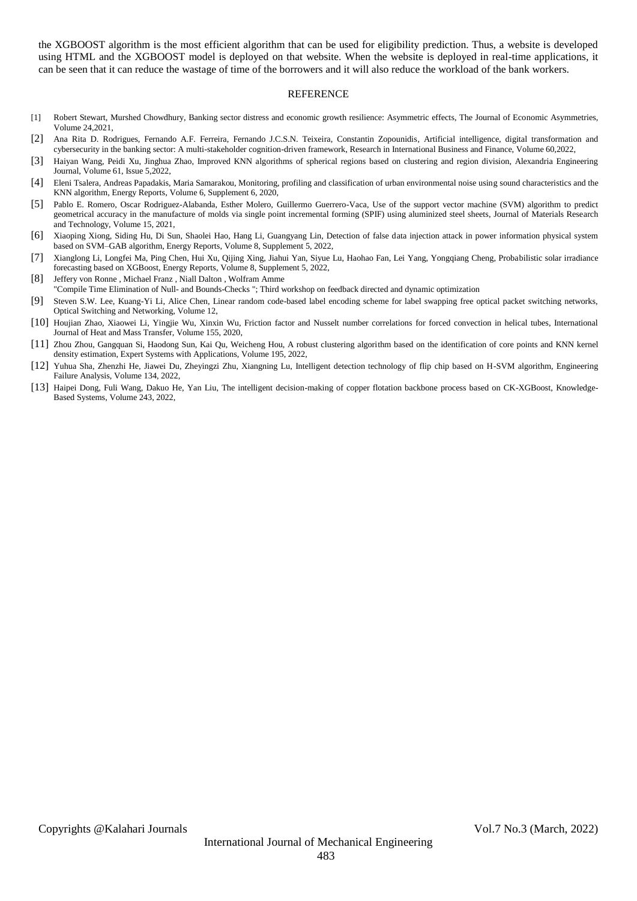the XGBOOST algorithm is the most efficient algorithm that can be used for eligibility prediction. Thus, a website is developed using HTML and the XGBOOST model is deployed on that website. When the website is deployed in real-time applications, it can be seen that it can reduce the wastage of time of the borrowers and it will also reduce the workload of the bank workers.

## REFERENCE

[1] Robert Stewart, Murshed Chowdhury, Banking sector distress and economic growth resilience: Asymmetric effects, The Journal of Economic Asymmetries, Volume 24,2021,

[2] Ana Rita D. Rodrigues, Fernando A.F. Ferreira, Fernando J.C.S.N. Teixeira, Constantin Zopounidis, Artificial intelligence, digital transformation and cybersecurity in the banking sector: A multi-stakeholder cognition-driven framework, Research in International Business and Finance, Volume 60,2022,

[3] Haiyan Wang, Peidi Xu, Jinghua Zhao, Improved KNN algorithms of spherical regions based on clustering and region division, Alexandria Engineering Journal, Volume 61, Issue 5,2022,

[4] Eleni Tsalera, Andreas Papadakis, Maria Samarakou, Monitoring, profiling and classification of urban environmental noise using sound characteristics and the KNN algorithm, Energy Reports, Volume 6, Supplement 6, 2020,

[5] Pablo E. Romero, Oscar Rodriguez-Alabanda, Esther Molero, Guillermo Guerrero-Vaca, Use of the support vector machine (SVM) algorithm to predict geometrical accuracy in the manufacture of molds via single point incremental forming (SPIF) using aluminized steel sheets, Journal of Materials Research and Technology, Volume 15, 2021,

[6] Xiaoping Xiong, Siding Hu, Di Sun, Shaolei Hao, Hang Li, Guangyang Lin, Detection of false data injection attack in power information physical system based on SVM–GAB algorithm, Energy Reports, Volume 8, Supplement 5, 2022,

[7] Xianglong Li, Longfei Ma, Ping Chen, Hui Xu, Qijing Xing, Jiahui Yan, Siyue Lu, Haohao Fan, Lei Yang, Yongqiang Cheng, Probabilistic solar irradiance forecasting based on XGBoost, Energy Reports, Volume 8, Supplement 5, 2022,

[8] Jeffery von Ronne , Michael Franz , Niall Dalton , Wolfram Amme "Compile Time Elimination of Null- and Bounds-Checks "; Third workshop on feedback directed and dynamic optimization

[9] Steven S.W. Lee, Kuang-Yi Li, Alice Chen, Linear random code-based label encoding scheme for label swapping free optical packet switching networks, Optical Switching and Networking, Volume 12,

[10] Houjian Zhao, Xiaowei Li, Yingjie Wu, Xinxin Wu, Friction factor and Nusselt number correlations for forced convection in helical tubes, International Journal of Heat and Mass Transfer, Volume 155, 2020,

[11] Zhou Zhou, Gangquan Si, Haodong Sun, Kai Qu, Weicheng Hou, A robust clustering algorithm based on the identification of core points and KNN kernel density estimation, Expert Systems with Applications, Volume 195, 2022,

[12] Yuhua Sha, Zhenzhi He, Jiawei Du, Zheyingzi Zhu, Xiangning Lu, Intelligent detection technology of flip chip based on H-SVM algorithm, Engineering Failure Analysis, Volume 134, 2022,

[13] Haipei Dong, Fuli Wang, Dakuo He, Yan Liu, The intelligent decision-making of copper flotation backbone process based on CK-XGBoost, Knowledge-Based Systems, Volume 243, 2022,